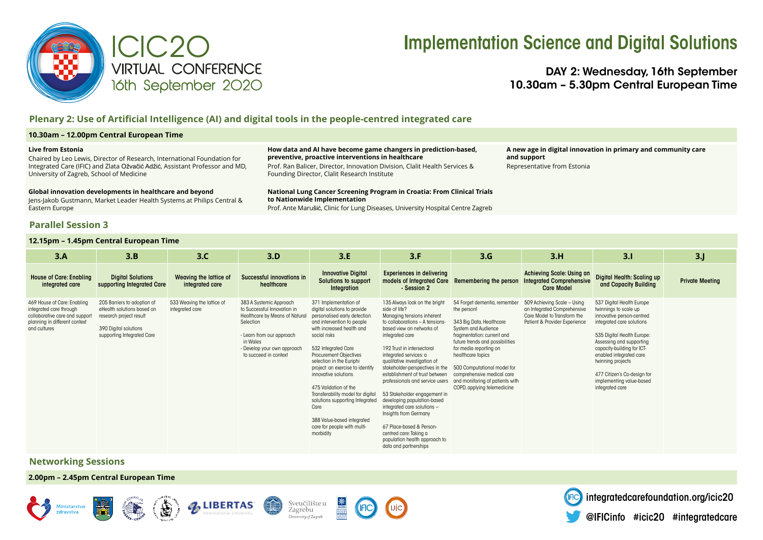# ICIC20 VIRTUAL CONFERENCE 16th September 2020

# Implementation Science and Digital Solutions

**DAY 2: Wednesday, 16th September**
**10.30am – 5.30pm Central European Time**

## Plenary 2: Use of Artificial Intelligence (AI) and digital tools in the people-centred integrated care

**10.30am – 12.00pm Central European Time**

**Live from Estonia**
Chaired by Leo Lewis, Director of Research, International Foundation for Integrated Care (IFIC) and Zlata Ožvačić Adžić, Assistant Professor and MD, University of Zagreb, School of Medicine

**Global innovation developments in healthcare and beyond**
Jens-Jakob Gustmann, Market Leader Health Systems at Philips Central & Eastern Europe

**How data and AI have become game changers in prediction-based, preventive, proactive interventions in healthcare**
Prof. Ran Balicer, Director, Innovation Division, Clalit Health Services & Founding Director, Clalit Research Institute

**National Lung Cancer Screening Program in Croatia: From Clinical Trials to Nationwide Implementation**
Prof. Ante Marušić, Clinic for Lung Diseases, University Hospital Centre Zagreb

**A new age in digital innovation in primary and community care and support**
Representative from Estonia

## Parallel Session 3

**12.15pm – 1.45pm Central European Time**

| 3.A | 3.B | 3.C | 3.D | 3.E | 3.F | 3.G | 3.H | 3.I | 3.J |
|---|---|---|---|---|---|---|---|---|---|
| **House of Care: Enabling integrated care** | **Digital Solutions supporting Integrated Care** | **Weaving the lattice of integrated care** | **Successful innovations in healthcare** | **Innovative Digital Solutions to support Integration** | **Experiences in delivering models of Integrated Care - Session 2** | **Remembering the person** | **Achieving Scale: Using an Integrated Comprehensive Care Model** | **Digital Health: Scaling up and Capacity Building** | **Private Meeting** |
| 469 House of Care: Enabling integrated care through collaborative care and support planning in different context and cultures | 205 Barriers to adoption of eHealth solutions based on research project result<br><br>390 Digital solutions supporting Integrated Care | 533 Weaving the lattice of integrated care | 383 A Systemic Approach to Successful Innovation in Healthcare by Means of Natural Selection<br><br>- Learn from our approach in Wales<br>- Develop your own approach to succeed in context | 371 Implementation of digital solutions to provide personalised early detection and intervention to people with increased health and social risks<br><br>532 Integrated Care Procurement Objectives selection in the Euriphi project: an exercise to identify innovative solutions<br><br>475 Validation of the Transferability model for digital solutions supporting Integrated Care<br><br>388 Value-based integrated care for people with multi-morbidity | 135 Always look on the bright side of life? Managing tensions inherent to collaborations – A tensions-based view on networks of integrated care<br><br>192 Trust in intersectoral integrated services: a qualitative investigation of stakeholder-perspectives in the establishment of trust between professionals and service users<br><br>53 Stakeholder engagement in developing population-based integrated care solutions – Insights from Germany<br><br>67 Place-based & Person-centred care: Taking a population health approach to data and partnerships | 54 Forget dementia, remember the person!<br><br>343 Big Data, Healthcare System and Audience fragmentation: current and future trends and possibilities for media reporting on healthcare topics<br><br>500 Computational model for comprehensive medical care and monitoring of patients with COPD, applying telemedicine | 509 Achieving Scale – Using an Integrated Comprehensive Care Model to Transform the Patient & Provider Experience | 537 Digital Health Europe twinnings to scale up innovative person-centred integrated care solutions<br><br>535 Digital Health Europe: Assessing and supporting capacity-building for ICT-enabled integrated care twinning projects<br><br>477 Citizen's Co-design for implementing value-based integrated care | |

## Networking Sessions

**2.00pm – 2.45pm Central European Time**

integratedcarefoundation.org/icic20

@IFICinfo #icic20 #integratedcare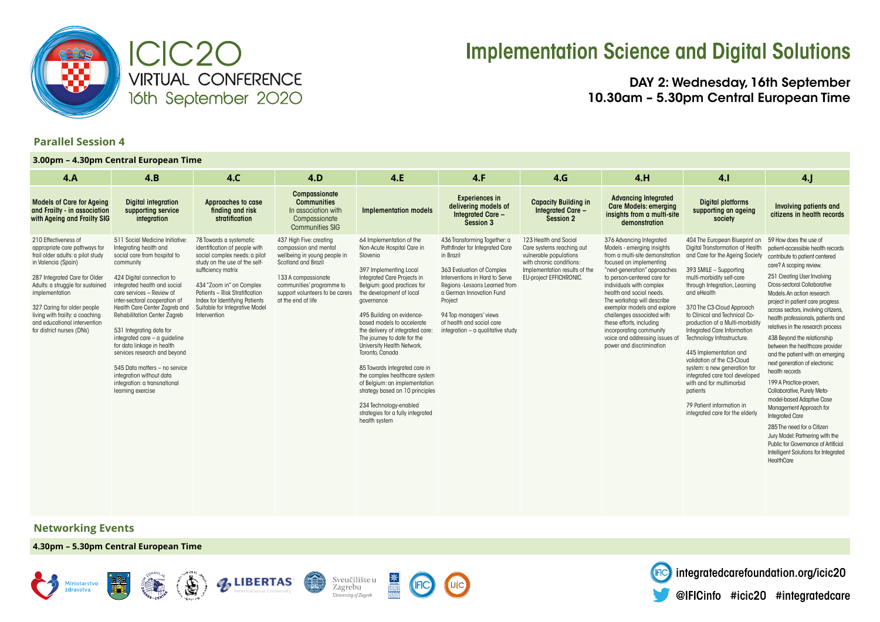# ICIC20 VIRTUAL CONFERENCE 16th September 2020

# Implementation Science and Digital Solutions

## DAY 2: Wednesday, 16th September 10.30am – 5.30pm Central European Time

### Parallel Session 4

**3.00pm – 4.30pm Central European Time**

| 4.A | 4.B | 4.C | 4.D | 4.E | 4.F | 4.G | 4.H | 4.I | 4.J |
|---|---|---|---|---|---|---|---|---|---|
| **Models of Care for Ageing and Frailty - in association with Ageing and Frailty SIG** | **Digital integration supporting service integration** | **Approaches to case finding and risk stratification** | **Compassionate Communities** In association with Compassionate Communities SIG | **Implementation models** | **Experiences in delivering models of Integrated Care – Session 3** | **Capacity Building in Integrated Care – Session 2** | **Advancing Integrated Care Models: emerging insights from a multi-site demonstration** | **Digital platforms supporting an ageing society** | **Involving patients and citizens in health records** |
| 210 Effectiveness of appropriate care pathways for frail older adults: a pilot study in Valencia (Spain)<br><br>287 Integrated Care for Older Adults: a struggle for sustained implementation<br><br>327 Caring for older people living with frailty: a coaching and educational intervention for district nurses (DNs) | 511 Social Medicine Initiative: Integrating health and social care from hospital to community<br><br>424 Digital connection to integrated health and social care services – Review of inter-sectoral cooperation of Health Care Center Zagreb and Rehabilitation Center Zagreb<br><br>531 Integrating data for integrated care – a guideline for data linkage in health services research and beyond<br><br>545 Data matters – no service integration without data integration: a transnational learning exercise | 78 Towards a systematic identification of people with social complex needs: a pilot study on the use of the self-sufficiency matrix<br><br>434 "Zoom in" on Complex Patients – Risk Stratification Index for Identifying Patients Suitable for Integrative Model Intervention | 437 High Five: creating compassion and mental wellbeing in young people in Scotland and Brazil<br><br>133 A compassionate communities' programme to support volunteers to be carers at the end of life | 64 Implementation of the Non-Acute Hospital Care in Slovenia<br><br>397 Implementing Local Integrated Care Projects in Belgium: good practices for the development of local governance<br><br>495 Building on evidence-based models to accelerate the delivery of integrated care: The journey to date for the University Health Network, Toronto, Canada<br><br>85 Towards integrated care in the complex healthcare system of Belgium: an implementation strategy based on 10 principles<br><br>234 Technology-enabled strategies for a fully integrated health system | 436 Transforming Together: a Pathfinder for Integrated Care in Brazil<br><br>363 Evaluation of Complex Interventions in Hard to Serve Regions -Lessons Learned from a German Innovation Fund Project<br><br>94 Top managers' views of health and social care integration – a qualitative study | 123 Health and Social Care systems reaching out vulnerable populations with chronic conditions: Implementation results of the EU-project EFFICHRONIC. | 376 Advancing Integrated Models - emerging insights from a multi-site demonstration focused on implementing "next-generation" approaches to person-centered care for individuals with complex health and social needs. The workshop will describe exemplar models and explore challenges associated with these efforts, including incorporating community voice and addressing issues of power and discrimination | 404 The European Blueprint on Digital Transformation of Health and Care for the Ageing Society<br><br>393 SMILE – Supporting multi-morbidity self-care through Integration, Learning and eHealth<br><br>370 The C3-Cloud Approach to Clinical and Technical Co-production of a Multi-morbidity Integrated Care Information Technology Infrastructure.<br><br>445 Implementation and validation of the C3-Cloud system: a new generation for integrated care tool developed with and for multimorbid patients<br><br>79 Patient information in integrated care for the elderly | 59 How does the use of patient-accessible health records contribute to patient centered care? A scoping review.<br><br>251 Creating User Involving Cross-sectoral Collaborative Models. An action research project in patient care progress across sectors, involving citizens, health professionals, patients and relatives in the research process<br><br>438 Beyond the relationship between the healthcare provider and the patient with an emerging next generation of electronic health records<br><br>199 A Practice-proven, Collaborative, Purely Meta-model-based Adaptive Case Management Approach for Integrated Care<br><br>285 The need for a Citizen Jury Model: Partnering with the Public for Governance of Artificial Intelligent Solutions for Integrated HealthCare |

### Networking Events

**4.30pm – 5.30pm Central European Time**

Ministarstvo zdravstva

LIBERTAS International University

Sveučilište u Zagrebu University of Zagreb

integratedcarefoundation.org/icic20

@IFICinfo #icic20 #integratedcare